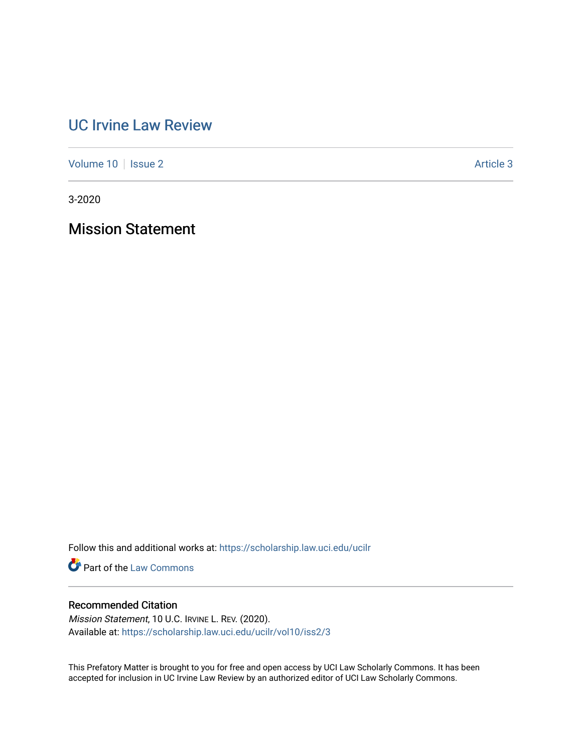# UC Irvine Law Review

Volume 10 | Issue 2 | Article 3

3-2020

## Mission Statement

Follow this and additional works at: https://scholarship.law.uci.edu/ucilr

Part of the Law Commons

### Recommended Citation

*Mission Statement*, 10 U.C. IRVINE L. REV. (2020).
Available at: https://scholarship.law.uci.edu/ucilr/vol10/iss2/3

This Prefatory Matter is brought to you for free and open access by UCI Law Scholarly Commons. It has been accepted for inclusion in UC Irvine Law Review by an authorized editor of UCI Law Scholarly Commons.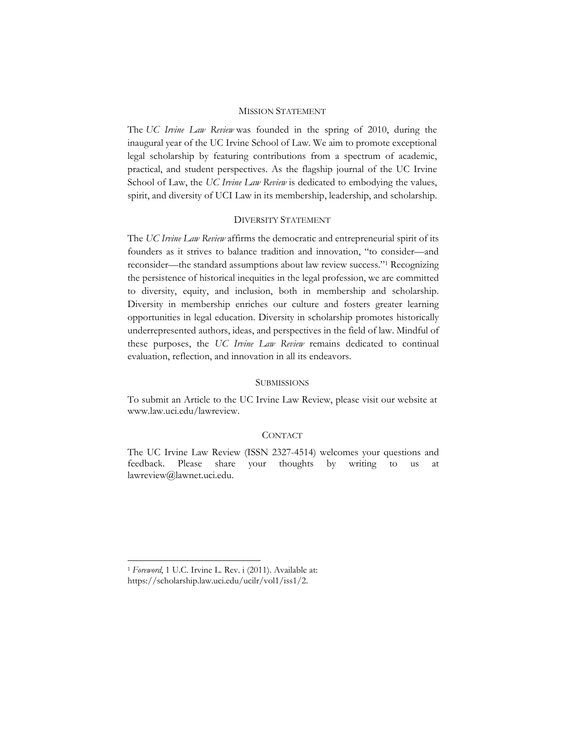## MISSION STATEMENT

The *UC Irvine Law Review* was founded in the spring of 2010, during the inaugural year of the UC Irvine School of Law. We aim to promote exceptional legal scholarship by featuring contributions from a spectrum of academic, practical, and student perspectives. As the flagship journal of the UC Irvine School of Law, the *UC Irvine Law Review* is dedicated to embodying the values, spirit, and diversity of UCI Law in its membership, leadership, and scholarship.

## DIVERSITY STATEMENT

The *UC Irvine Law Review* affirms the democratic and entrepreneurial spirit of its founders as it strives to balance tradition and innovation, "to consider—and reconsider—the standard assumptions about law review success."[1] Recognizing the persistence of historical inequities in the legal profession, we are committed to diversity, equity, and inclusion, both in membership and scholarship. Diversity in membership enriches our culture and fosters greater learning opportunities in legal education. Diversity in scholarship promotes historically underrepresented authors, ideas, and perspectives in the field of law. Mindful of these purposes, the *UC Irvine Law Review* remains dedicated to continual evaluation, reflection, and innovation in all its endeavors.

## SUBMISSIONS

To submit an Article to the UC Irvine Law Review, please visit our website at www.law.uci.edu/lawreview.

## CONTACT

The UC Irvine Law Review (ISSN 2327-4514) welcomes your questions and feedback. Please share your thoughts by writing to us at lawreview@lawnet.uci.edu.

---

[1] *Foreword*, 1 U.C. Irvine L. Rev. i (2011). Available at: https://scholarship.law.uci.edu/ucilr/vol1/iss1/2.